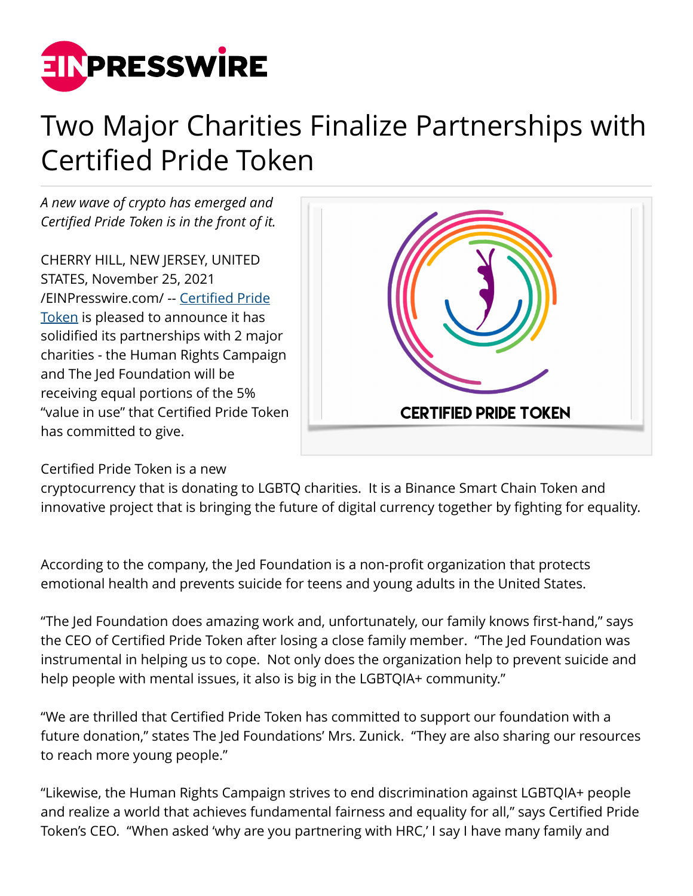# Two Major Charities Finalize Partnerships with Certified Pride Token

*A new wave of crypto has emerged and Certified Pride Token is in the front of it.*

CHERRY HILL, NEW JERSEY, UNITED STATES, November 25, 2021 /EINPresswire.com/ -- Certified Pride Token is pleased to announce it has solidified its partnerships with 2 major charities - the Human Rights Campaign and The Jed Foundation will be receiving equal portions of the 5% "value in use" that Certified Pride Token has committed to give.

Certified Pride Token is a new cryptocurrency that is donating to LGBTQ charities. It is a Binance Smart Chain Token and innovative project that is bringing the future of digital currency together by fighting for equality.

According to the company, the Jed Foundation is a non-profit organization that protects emotional health and prevents suicide for teens and young adults in the United States.

"The Jed Foundation does amazing work and, unfortunately, our family knows first-hand," says the CEO of Certified Pride Token after losing a close family member. "The Jed Foundation was instrumental in helping us to cope. Not only does the organization help to prevent suicide and help people with mental issues, it also is big in the LGBTQIA+ community."

"We are thrilled that Certified Pride Token has committed to support our foundation with a future donation," states The Jed Foundations' Mrs. Zunick. "They are also sharing our resources to reach more young people."

"Likewise, the Human Rights Campaign strives to end discrimination against LGBTQIA+ people and realize a world that achieves fundamental fairness and equality for all," says Certified Pride Token's CEO. "When asked 'why are you partnering with HRC,' I say I have many family and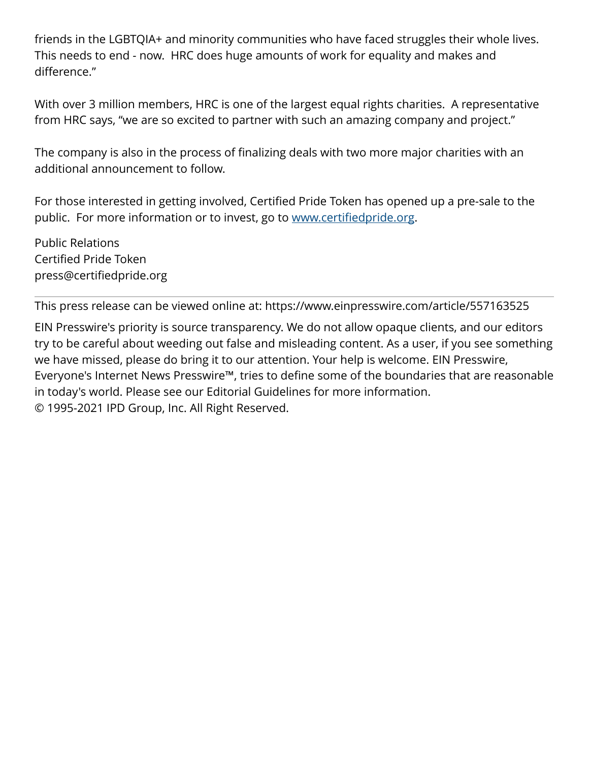friends in the LGBTQIA+ and minority communities who have faced struggles their whole lives. This needs to end - now. HRC does huge amounts of work for equality and makes and difference."

With over 3 million members, HRC is one of the largest equal rights charities. A representative from HRC says, "we are so excited to partner with such an amazing company and project."

The company is also in the process of finalizing deals with two more major charities with an additional announcement to follow.

For those interested in getting involved, Certified Pride Token has opened up a pre-sale to the public. For more information or to invest, go to [www.certifiedpride.org](http://www.certifiedpride.org).

Public Relations
Certified Pride Token
press@certifiedpride.org

---

This press release can be viewed online at: https://www.einpresswire.com/article/557163525

EIN Presswire's priority is source transparency. We do not allow opaque clients, and our editors try to be careful about weeding out false and misleading content. As a user, if you see something we have missed, please do bring it to our attention. Your help is welcome. EIN Presswire, Everyone's Internet News Presswire™, tries to define some of the boundaries that are reasonable in today's world. Please see our Editorial Guidelines for more information.
© 1995-2021 IPD Group, Inc. All Right Reserved.